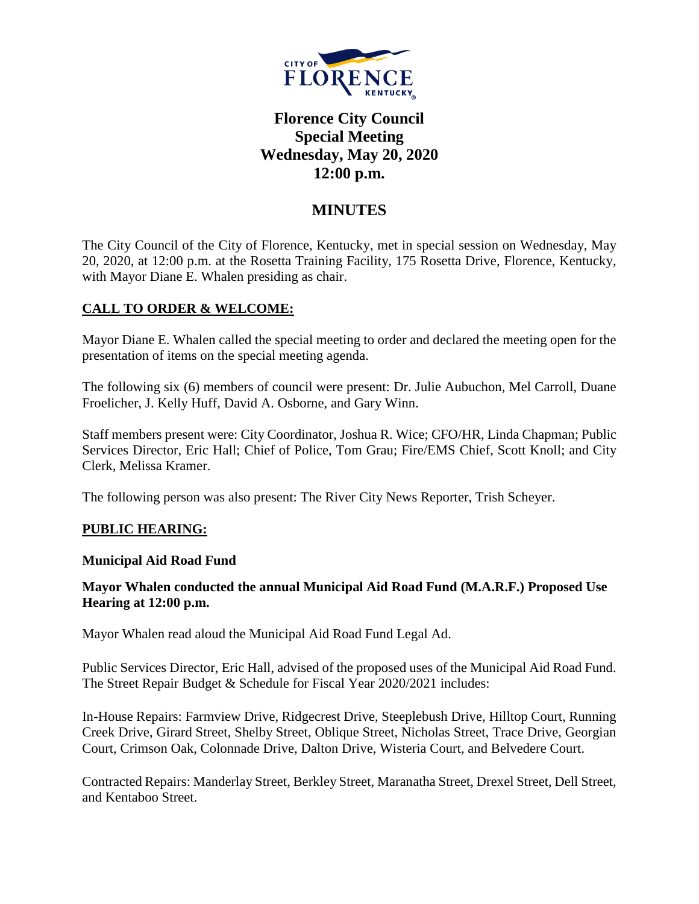# Florence City Council
## Special Meeting
## Wednesday, May 20, 2020
## 12:00 p.m.

# MINUTES

The City Council of the City of Florence, Kentucky, met in special session on Wednesday, May 20, 2020, at 12:00 p.m. at the Rosetta Training Facility, 175 Rosetta Drive, Florence, Kentucky, with Mayor Diane E. Whalen presiding as chair.

## CALL TO ORDER & WELCOME:

Mayor Diane E. Whalen called the special meeting to order and declared the meeting open for the presentation of items on the special meeting agenda.

The following six (6) members of council were present: Dr. Julie Aubuchon, Mel Carroll, Duane Froelicher, J. Kelly Huff, David A. Osborne, and Gary Winn.

Staff members present were: City Coordinator, Joshua R. Wice; CFO/HR, Linda Chapman; Public Services Director, Eric Hall; Chief of Police, Tom Grau; Fire/EMS Chief, Scott Knoll; and City Clerk, Melissa Kramer.

The following person was also present: The River City News Reporter, Trish Scheyer.

## PUBLIC HEARING:

### Municipal Aid Road Fund

**Mayor Whalen conducted the annual Municipal Aid Road Fund (M.A.R.F.) Proposed Use Hearing at 12:00 p.m.**

Mayor Whalen read aloud the Municipal Aid Road Fund Legal Ad.

Public Services Director, Eric Hall, advised of the proposed uses of the Municipal Aid Road Fund. The Street Repair Budget & Schedule for Fiscal Year 2020/2021 includes:

In-House Repairs: Farmview Drive, Ridgecrest Drive, Steeplebush Drive, Hilltop Court, Running Creek Drive, Girard Street, Shelby Street, Oblique Street, Nicholas Street, Trace Drive, Georgian Court, Crimson Oak, Colonnade Drive, Dalton Drive, Wisteria Court, and Belvedere Court.

Contracted Repairs: Manderlay Street, Berkley Street, Maranatha Street, Drexel Street, Dell Street, and Kentaboo Street.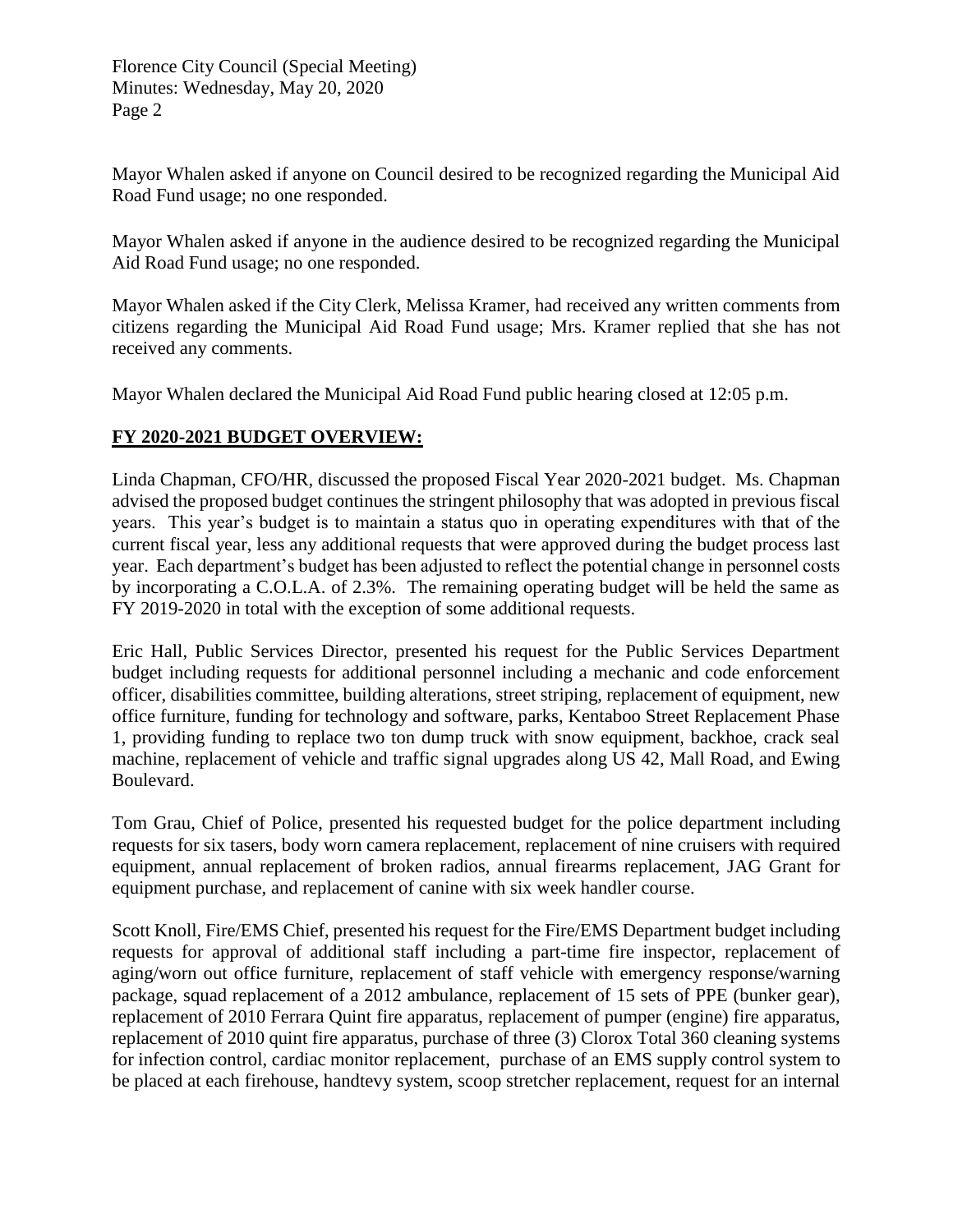Mayor Whalen asked if anyone on Council desired to be recognized regarding the Municipal Aid Road Fund usage; no one responded.

Mayor Whalen asked if anyone in the audience desired to be recognized regarding the Municipal Aid Road Fund usage; no one responded.

Mayor Whalen asked if the City Clerk, Melissa Kramer, had received any written comments from citizens regarding the Municipal Aid Road Fund usage; Mrs. Kramer replied that she has not received any comments.

Mayor Whalen declared the Municipal Aid Road Fund public hearing closed at 12:05 p.m.

## FY 2020-2021 BUDGET OVERVIEW:

Linda Chapman, CFO/HR, discussed the proposed Fiscal Year 2020-2021 budget. Ms. Chapman advised the proposed budget continues the stringent philosophy that was adopted in previous fiscal years. This year's budget is to maintain a status quo in operating expenditures with that of the current fiscal year, less any additional requests that were approved during the budget process last year. Each department's budget has been adjusted to reflect the potential change in personnel costs by incorporating a C.O.L.A. of 2.3%. The remaining operating budget will be held the same as FY 2019-2020 in total with the exception of some additional requests.

Eric Hall, Public Services Director, presented his request for the Public Services Department budget including requests for additional personnel including a mechanic and code enforcement officer, disabilities committee, building alterations, street striping, replacement of equipment, new office furniture, funding for technology and software, parks, Kentaboo Street Replacement Phase 1, providing funding to replace two ton dump truck with snow equipment, backhoe, crack seal machine, replacement of vehicle and traffic signal upgrades along US 42, Mall Road, and Ewing Boulevard.

Tom Grau, Chief of Police, presented his requested budget for the police department including requests for six tasers, body worn camera replacement, replacement of nine cruisers with required equipment, annual replacement of broken radios, annual firearms replacement, JAG Grant for equipment purchase, and replacement of canine with six week handler course.

Scott Knoll, Fire/EMS Chief, presented his request for the Fire/EMS Department budget including requests for approval of additional staff including a part-time fire inspector, replacement of aging/worn out office furniture, replacement of staff vehicle with emergency response/warning package, squad replacement of a 2012 ambulance, replacement of 15 sets of PPE (bunker gear), replacement of 2010 Ferrara Quint fire apparatus, replacement of pumper (engine) fire apparatus, replacement of 2010 quint fire apparatus, purchase of three (3) Clorox Total 360 cleaning systems for infection control, cardiac monitor replacement, purchase of an EMS supply control system to be placed at each firehouse, handtevy system, scoop stretcher replacement, request for an internal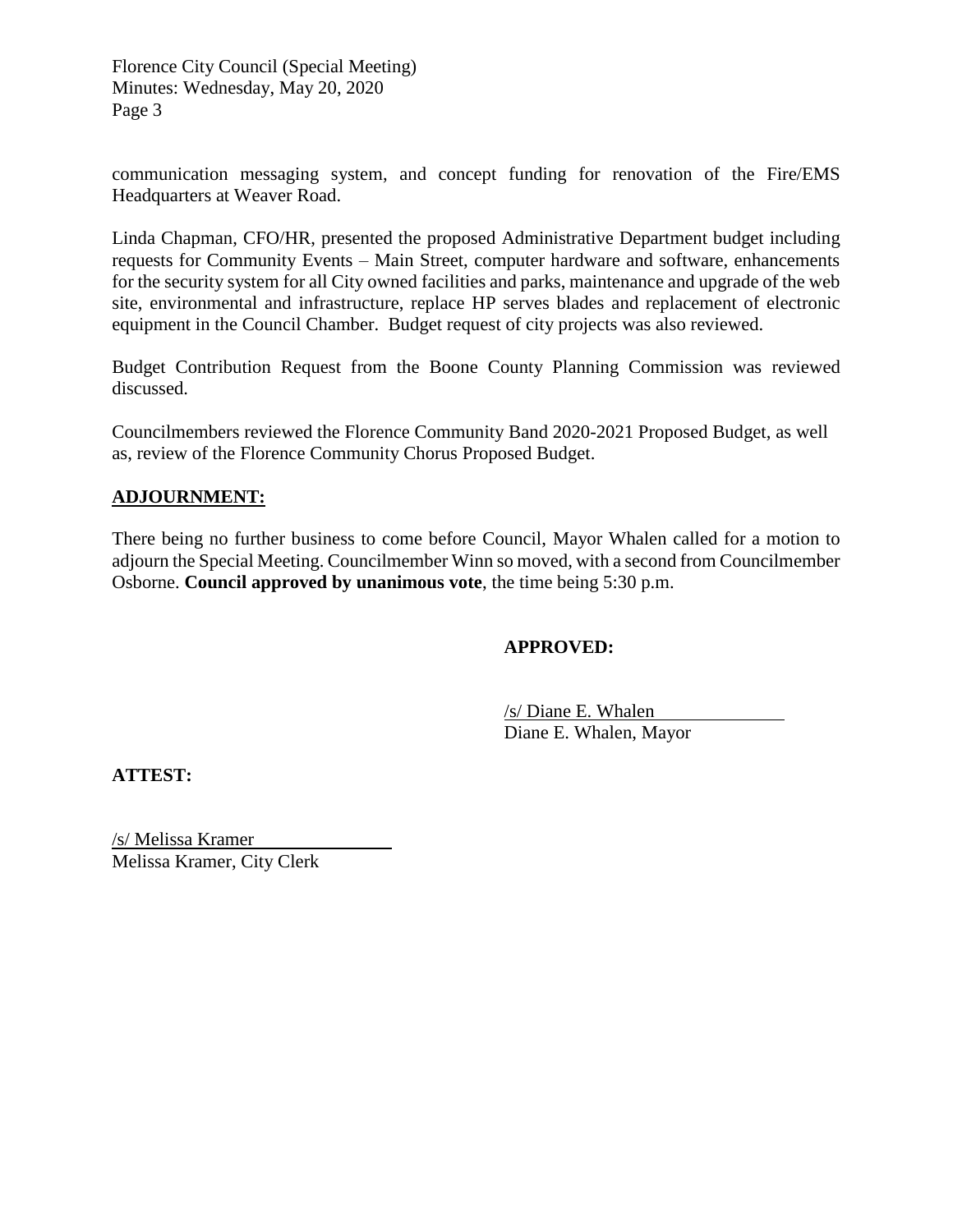communication messaging system, and concept funding for renovation of the Fire/EMS Headquarters at Weaver Road.

Linda Chapman, CFO/HR, presented the proposed Administrative Department budget including requests for Community Events – Main Street, computer hardware and software, enhancements for the security system for all City owned facilities and parks, maintenance and upgrade of the web site, environmental and infrastructure, replace HP serves blades and replacement of electronic equipment in the Council Chamber. Budget request of city projects was also reviewed.

Budget Contribution Request from the Boone County Planning Commission was reviewed discussed.

Councilmembers reviewed the Florence Community Band 2020-2021 Proposed Budget, as well as, review of the Florence Community Chorus Proposed Budget.

## ADJOURNMENT:

There being no further business to come before Council, Mayor Whalen called for a motion to adjourn the Special Meeting. Councilmember Winn so moved, with a second from Councilmember Osborne. **Council approved by unanimous vote**, the time being 5:30 p.m.

**APPROVED:**

/s/ Diane E. Whalen
Diane E. Whalen, Mayor

**ATTEST:**

/s/ Melissa Kramer
Melissa Kramer, City Clerk